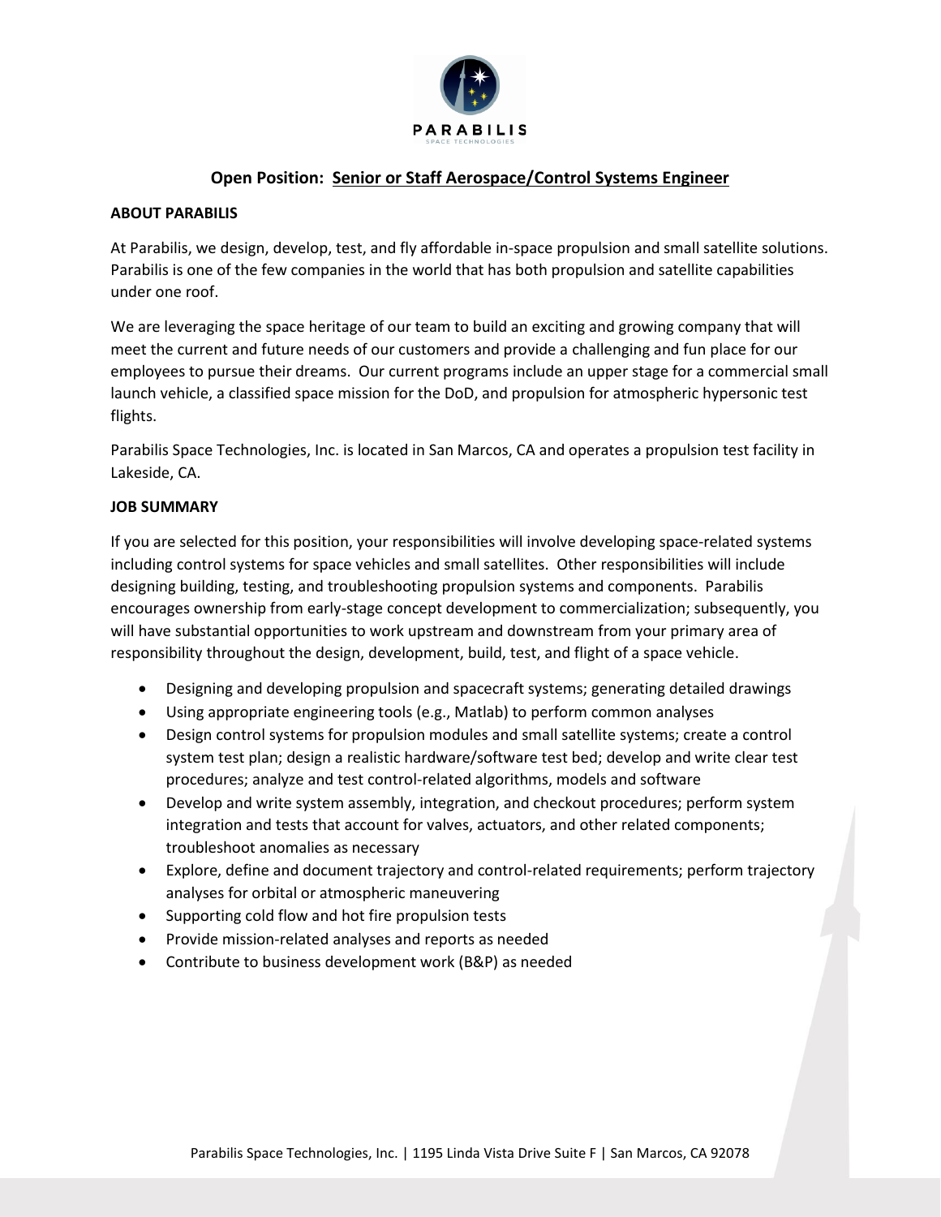# Open Position: Senior or Staff Aerospace/Control Systems Engineer

## ABOUT PARABILIS

At Parabilis, we design, develop, test, and fly affordable in-space propulsion and small satellite solutions. Parabilis is one of the few companies in the world that has both propulsion and satellite capabilities under one roof.

We are leveraging the space heritage of our team to build an exciting and growing company that will meet the current and future needs of our customers and provide a challenging and fun place for our employees to pursue their dreams. Our current programs include an upper stage for a commercial small launch vehicle, a classified space mission for the DoD, and propulsion for atmospheric hypersonic test flights.

Parabilis Space Technologies, Inc. is located in San Marcos, CA and operates a propulsion test facility in Lakeside, CA.

## JOB SUMMARY

If you are selected for this position, your responsibilities will involve developing space-related systems including control systems for space vehicles and small satellites. Other responsibilities will include designing building, testing, and troubleshooting propulsion systems and components. Parabilis encourages ownership from early-stage concept development to commercialization; subsequently, you will have substantial opportunities to work upstream and downstream from your primary area of responsibility throughout the design, development, build, test, and flight of a space vehicle.

- Designing and developing propulsion and spacecraft systems; generating detailed drawings
- Using appropriate engineering tools (e.g., Matlab) to perform common analyses
- Design control systems for propulsion modules and small satellite systems; create a control system test plan; design a realistic hardware/software test bed; develop and write clear test procedures; analyze and test control-related algorithms, models and software
- Develop and write system assembly, integration, and checkout procedures; perform system integration and tests that account for valves, actuators, and other related components; troubleshoot anomalies as necessary
- Explore, define and document trajectory and control-related requirements; perform trajectory analyses for orbital or atmospheric maneuvering
- Supporting cold flow and hot fire propulsion tests
- Provide mission-related analyses and reports as needed
- Contribute to business development work (B&P) as needed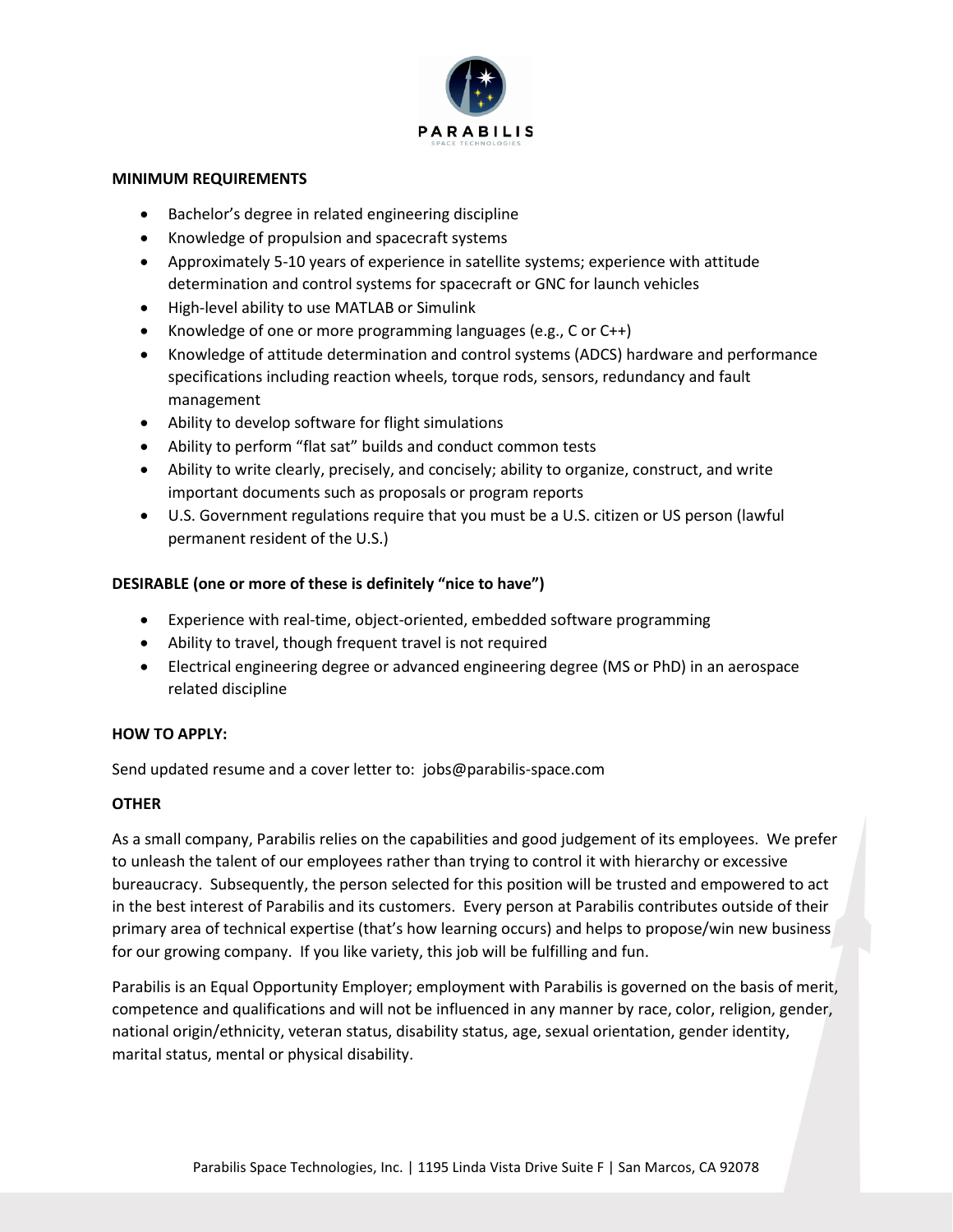**MINIMUM REQUIREMENTS**

- Bachelor's degree in related engineering discipline
- Knowledge of propulsion and spacecraft systems
- Approximately 5-10 years of experience in satellite systems; experience with attitude determination and control systems for spacecraft or GNC for launch vehicles
- High-level ability to use MATLAB or Simulink
- Knowledge of one or more programming languages (e.g., C or C++)
- Knowledge of attitude determination and control systems (ADCS) hardware and performance specifications including reaction wheels, torque rods, sensors, redundancy and fault management
- Ability to develop software for flight simulations
- Ability to perform "flat sat" builds and conduct common tests
- Ability to write clearly, precisely, and concisely; ability to organize, construct, and write important documents such as proposals or program reports
- U.S. Government regulations require that you must be a U.S. citizen or US person (lawful permanent resident of the U.S.)

**DESIRABLE (one or more of these is definitely "nice to have")**

- Experience with real-time, object-oriented, embedded software programming
- Ability to travel, though frequent travel is not required
- Electrical engineering degree or advanced engineering degree (MS or PhD) in an aerospace related discipline

**HOW TO APPLY:**

Send updated resume and a cover letter to: jobs@parabilis-space.com

**OTHER**

As a small company, Parabilis relies on the capabilities and good judgement of its employees. We prefer to unleash the talent of our employees rather than trying to control it with hierarchy or excessive bureaucracy. Subsequently, the person selected for this position will be trusted and empowered to act in the best interest of Parabilis and its customers. Every person at Parabilis contributes outside of their primary area of technical expertise (that's how learning occurs) and helps to propose/win new business for our growing company. If you like variety, this job will be fulfilling and fun.

Parabilis is an Equal Opportunity Employer; employment with Parabilis is governed on the basis of merit, competence and qualifications and will not be influenced in any manner by race, color, religion, gender, national origin/ethnicity, veteran status, disability status, age, sexual orientation, gender identity, marital status, mental or physical disability.